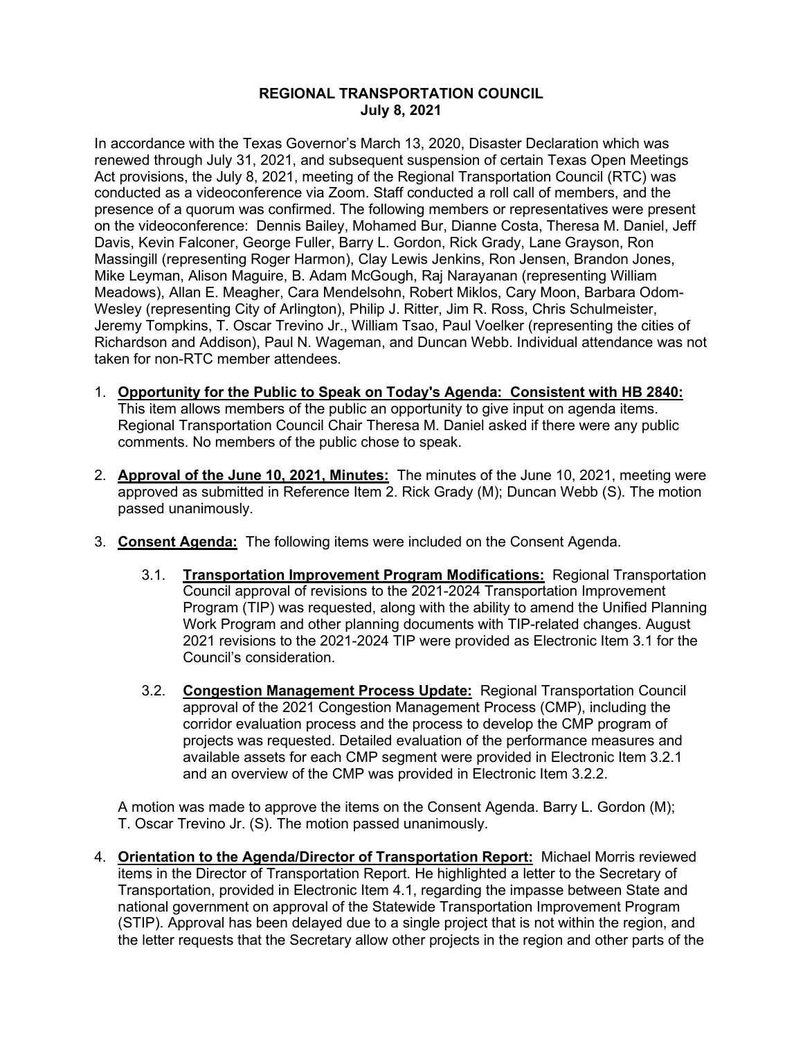**REGIONAL TRANSPORTATION COUNCIL**
**July 8, 2021**

In accordance with the Texas Governor's March 13, 2020, Disaster Declaration which was renewed through July 31, 2021, and subsequent suspension of certain Texas Open Meetings Act provisions, the July 8, 2021, meeting of the Regional Transportation Council (RTC) was conducted as a videoconference via Zoom. Staff conducted a roll call of members, and the presence of a quorum was confirmed. The following members or representatives were present on the videoconference: Dennis Bailey, Mohamed Bur, Dianne Costa, Theresa M. Daniel, Jeff Davis, Kevin Falconer, George Fuller, Barry L. Gordon, Rick Grady, Lane Grayson, Ron Massingill (representing Roger Harmon), Clay Lewis Jenkins, Ron Jensen, Brandon Jones, Mike Leyman, Alison Maguire, B. Adam McGough, Raj Narayanan (representing William Meadows), Allan E. Meagher, Cara Mendelsohn, Robert Miklos, Cary Moon, Barbara Odom-Wesley (representing City of Arlington), Philip J. Ritter, Jim R. Ross, Chris Schulmeister, Jeremy Tompkins, T. Oscar Trevino Jr., William Tsao, Paul Voelker (representing the cities of Richardson and Addison), Paul N. Wageman, and Duncan Webb. Individual attendance was not taken for non-RTC member attendees.

1. **Opportunity for the Public to Speak on Today's Agenda: Consistent with HB 2840:** This item allows members of the public an opportunity to give input on agenda items. Regional Transportation Council Chair Theresa M. Daniel asked if there were any public comments. No members of the public chose to speak.

2. **Approval of the June 10, 2021, Minutes:** The minutes of the June 10, 2021, meeting were approved as submitted in Reference Item 2. Rick Grady (M); Duncan Webb (S). The motion passed unanimously.

3. **Consent Agenda:** The following items were included on the Consent Agenda.

   3.1. **Transportation Improvement Program Modifications:** Regional Transportation Council approval of revisions to the 2021-2024 Transportation Improvement Program (TIP) was requested, along with the ability to amend the Unified Planning Work Program and other planning documents with TIP-related changes. August 2021 revisions to the 2021-2024 TIP were provided as Electronic Item 3.1 for the Council's consideration.

   3.2. **Congestion Management Process Update:** Regional Transportation Council approval of the 2021 Congestion Management Process (CMP), including the corridor evaluation process and the process to develop the CMP program of projects was requested. Detailed evaluation of the performance measures and available assets for each CMP segment were provided in Electronic Item 3.2.1 and an overview of the CMP was provided in Electronic Item 3.2.2.

   A motion was made to approve the items on the Consent Agenda. Barry L. Gordon (M); T. Oscar Trevino Jr. (S). The motion passed unanimously.

4. **Orientation to the Agenda/Director of Transportation Report:** Michael Morris reviewed items in the Director of Transportation Report. He highlighted a letter to the Secretary of Transportation, provided in Electronic Item 4.1, regarding the impasse between State and national government on approval of the Statewide Transportation Improvement Program (STIP). Approval has been delayed due to a single project that is not within the region, and the letter requests that the Secretary allow other projects in the region and other parts of the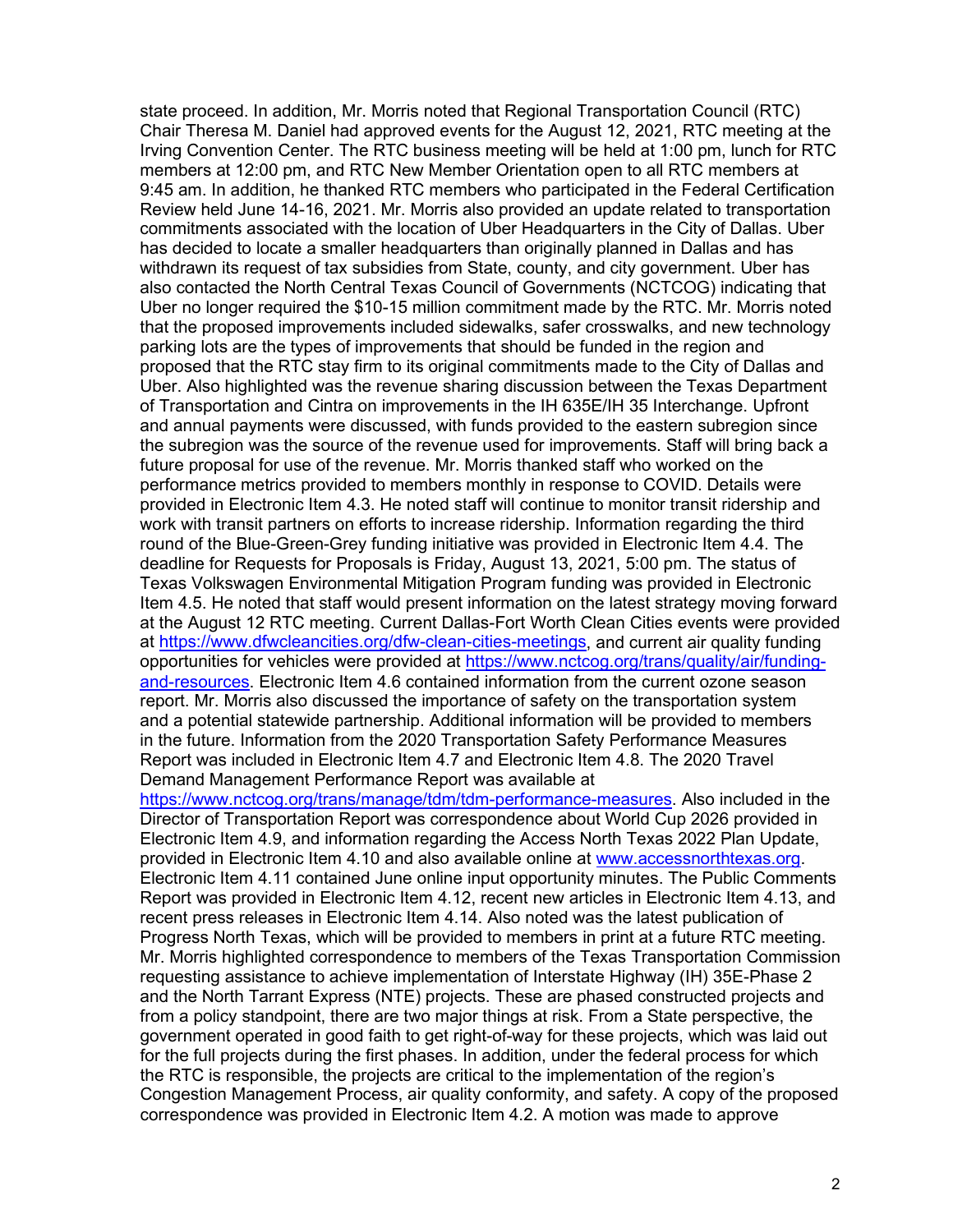state proceed. In addition, Mr. Morris noted that Regional Transportation Council (RTC) Chair Theresa M. Daniel had approved events for the August 12, 2021, RTC meeting at the Irving Convention Center. The RTC business meeting will be held at 1:00 pm, lunch for RTC members at 12:00 pm, and RTC New Member Orientation open to all RTC members at 9:45 am. In addition, he thanked RTC members who participated in the Federal Certification Review held June 14-16, 2021. Mr. Morris also provided an update related to transportation commitments associated with the location of Uber Headquarters in the City of Dallas. Uber has decided to locate a smaller headquarters than originally planned in Dallas and has withdrawn its request of tax subsidies from State, county, and city government. Uber has also contacted the North Central Texas Council of Governments (NCTCOG) indicating that Uber no longer required the $10-15 million commitment made by the RTC. Mr. Morris noted that the proposed improvements included sidewalks, safer crosswalks, and new technology parking lots are the types of improvements that should be funded in the region and proposed that the RTC stay firm to its original commitments made to the City of Dallas and Uber. Also highlighted was the revenue sharing discussion between the Texas Department of Transportation and Cintra on improvements in the IH 635E/IH 35 Interchange. Upfront and annual payments were discussed, with funds provided to the eastern subregion since the subregion was the source of the revenue used for improvements. Staff will bring back a future proposal for use of the revenue. Mr. Morris thanked staff who worked on the performance metrics provided to members monthly in response to COVID. Details were provided in Electronic Item 4.3. He noted staff will continue to monitor transit ridership and work with transit partners on efforts to increase ridership. Information regarding the third round of the Blue-Green-Grey funding initiative was provided in Electronic Item 4.4. The deadline for Requests for Proposals is Friday, August 13, 2021, 5:00 pm. The status of Texas Volkswagen Environmental Mitigation Program funding was provided in Electronic Item 4.5. He noted that staff would present information on the latest strategy moving forward at the August 12 RTC meeting. Current Dallas-Fort Worth Clean Cities events were provided at https://www.dfwcleancities.org/dfw-clean-cities-meetings, and current air quality funding opportunities for vehicles were provided at https://www.nctcog.org/trans/quality/air/funding-and-resources. Electronic Item 4.6 contained information from the current ozone season report. Mr. Morris also discussed the importance of safety on the transportation system and a potential statewide partnership. Additional information will be provided to members in the future. Information from the 2020 Transportation Safety Performance Measures Report was included in Electronic Item 4.7 and Electronic Item 4.8. The 2020 Travel Demand Management Performance Report was available at https://www.nctcog.org/trans/manage/tdm/tdm-performance-measures. Also included in the Director of Transportation Report was correspondence about World Cup 2026 provided in Electronic Item 4.9, and information regarding the Access North Texas 2022 Plan Update, provided in Electronic Item 4.10 and also available online at www.accessnorthtexas.org. Electronic Item 4.11 contained June online input opportunity minutes. The Public Comments Report was provided in Electronic Item 4.12, recent new articles in Electronic Item 4.13, and recent press releases in Electronic Item 4.14. Also noted was the latest publication of Progress North Texas, which will be provided to members in print at a future RTC meeting. Mr. Morris highlighted correspondence to members of the Texas Transportation Commission requesting assistance to achieve implementation of Interstate Highway (IH) 35E-Phase 2 and the North Tarrant Express (NTE) projects. These are phased constructed projects and from a policy standpoint, there are two major things at risk. From a State perspective, the government operated in good faith to get right-of-way for these projects, which was laid out for the full projects during the first phases. In addition, under the federal process for which the RTC is responsible, the projects are critical to the implementation of the region's Congestion Management Process, air quality conformity, and safety. A copy of the proposed correspondence was provided in Electronic Item 4.2. A motion was made to approve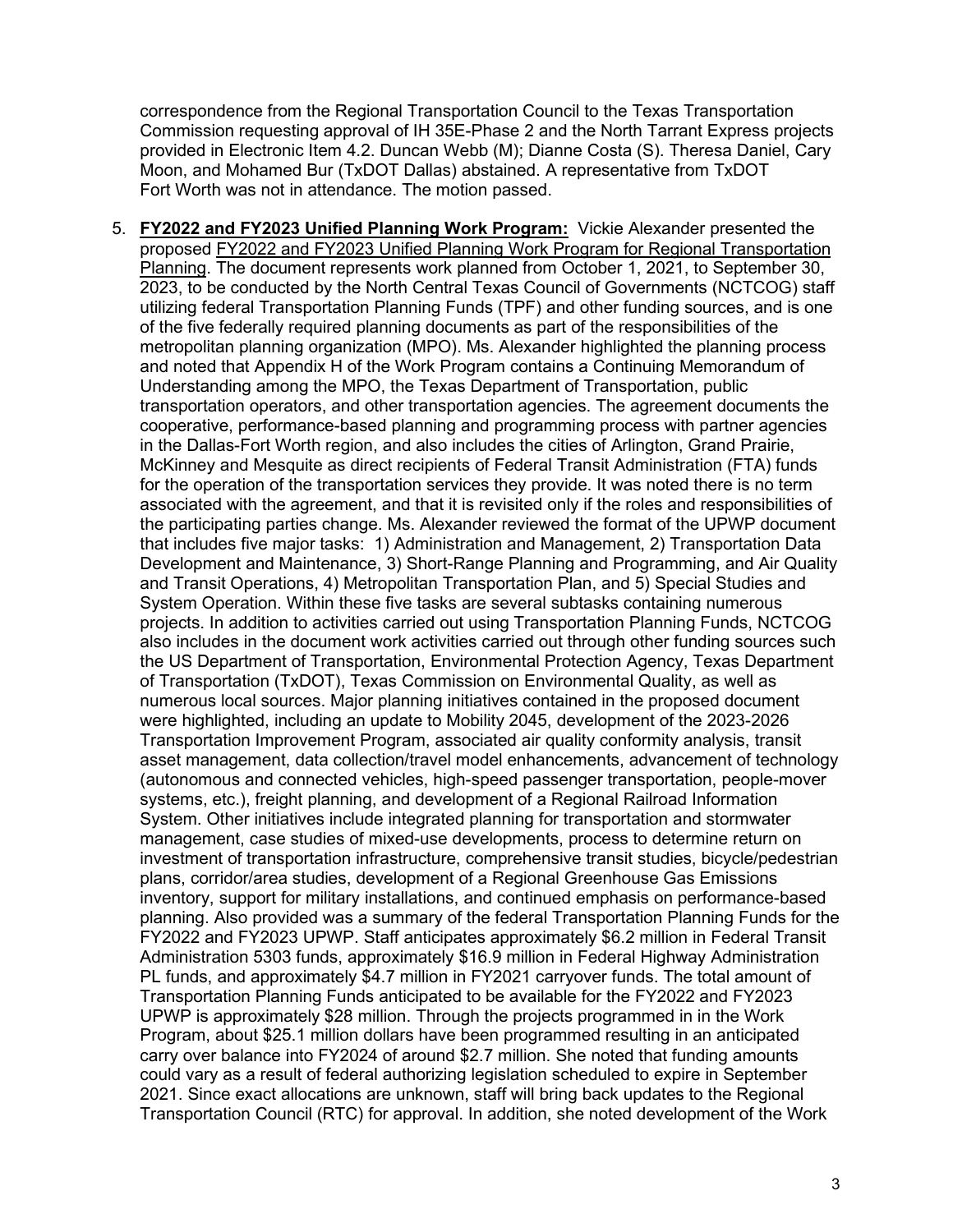correspondence from the Regional Transportation Council to the Texas Transportation Commission requesting approval of IH 35E-Phase 2 and the North Tarrant Express projects provided in Electronic Item 4.2. Duncan Webb (M); Dianne Costa (S). Theresa Daniel, Cary Moon, and Mohamed Bur (TxDOT Dallas) abstained. A representative from TxDOT Fort Worth was not in attendance. The motion passed.

5. **FY2022 and FY2023 Unified Planning Work Program:** Vickie Alexander presented the proposed FY2022 and FY2023 Unified Planning Work Program for Regional Transportation Planning. The document represents work planned from October 1, 2021, to September 30, 2023, to be conducted by the North Central Texas Council of Governments (NCTCOG) staff utilizing federal Transportation Planning Funds (TPF) and other funding sources, and is one of the five federally required planning documents as part of the responsibilities of the metropolitan planning organization (MPO). Ms. Alexander highlighted the planning process and noted that Appendix H of the Work Program contains a Continuing Memorandum of Understanding among the MPO, the Texas Department of Transportation, public transportation operators, and other transportation agencies. The agreement documents the cooperative, performance-based planning and programming process with partner agencies in the Dallas-Fort Worth region, and also includes the cities of Arlington, Grand Prairie, McKinney and Mesquite as direct recipients of Federal Transit Administration (FTA) funds for the operation of the transportation services they provide. It was noted there is no term associated with the agreement, and that it is revisited only if the roles and responsibilities of the participating parties change. Ms. Alexander reviewed the format of the UPWP document that includes five major tasks: 1) Administration and Management, 2) Transportation Data Development and Maintenance, 3) Short-Range Planning and Programming, and Air Quality and Transit Operations, 4) Metropolitan Transportation Plan, and 5) Special Studies and System Operation. Within these five tasks are several subtasks containing numerous projects. In addition to activities carried out using Transportation Planning Funds, NCTCOG also includes in the document work activities carried out through other funding sources such the US Department of Transportation, Environmental Protection Agency, Texas Department of Transportation (TxDOT), Texas Commission on Environmental Quality, as well as numerous local sources. Major planning initiatives contained in the proposed document were highlighted, including an update to Mobility 2045, development of the 2023-2026 Transportation Improvement Program, associated air quality conformity analysis, transit asset management, data collection/travel model enhancements, advancement of technology (autonomous and connected vehicles, high-speed passenger transportation, people-mover systems, etc.), freight planning, and development of a Regional Railroad Information System. Other initiatives include integrated planning for transportation and stormwater management, case studies of mixed-use developments, process to determine return on investment of transportation infrastructure, comprehensive transit studies, bicycle/pedestrian plans, corridor/area studies, development of a Regional Greenhouse Gas Emissions inventory, support for military installations, and continued emphasis on performance-based planning. Also provided was a summary of the federal Transportation Planning Funds for the FY2022 and FY2023 UPWP. Staff anticipates approximately $6.2 million in Federal Transit Administration 5303 funds, approximately $16.9 million in Federal Highway Administration PL funds, and approximately $4.7 million in FY2021 carryover funds. The total amount of Transportation Planning Funds anticipated to be available for the FY2022 and FY2023 UPWP is approximately $28 million. Through the projects programmed in in the Work Program, about $25.1 million dollars have been programmed resulting in an anticipated carry over balance into FY2024 of around $2.7 million. She noted that funding amounts could vary as a result of federal authorizing legislation scheduled to expire in September 2021. Since exact allocations are unknown, staff will bring back updates to the Regional Transportation Council (RTC) for approval. In addition, she noted development of the Work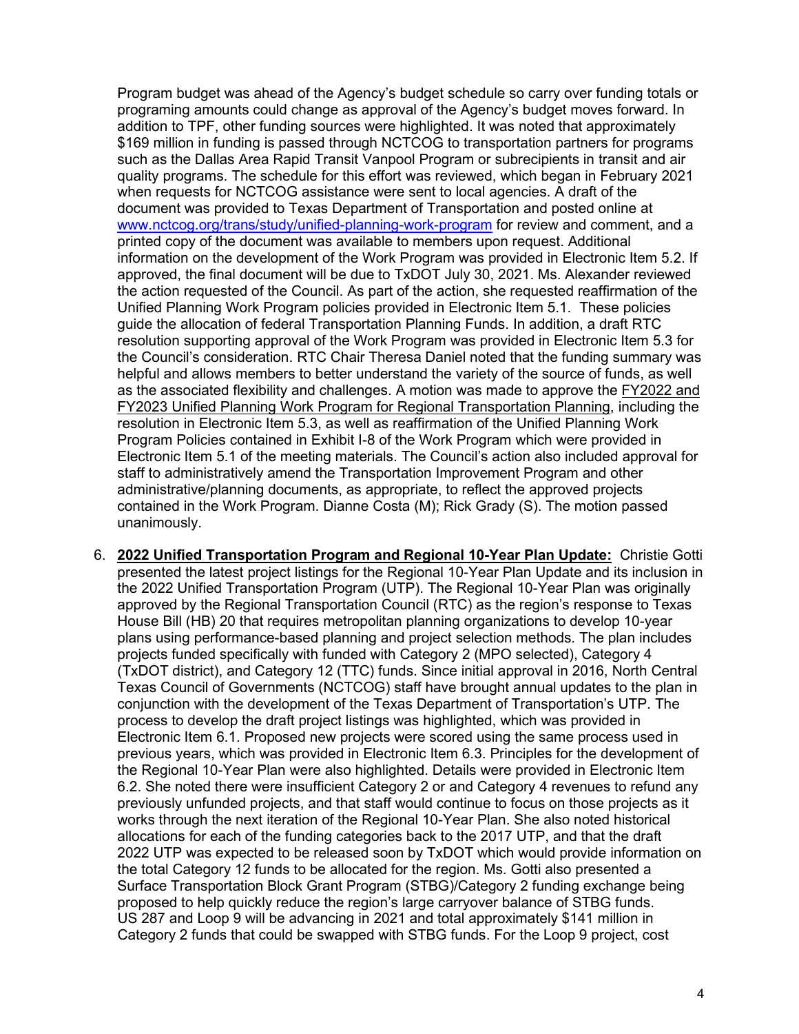Program budget was ahead of the Agency's budget schedule so carry over funding totals or programing amounts could change as approval of the Agency's budget moves forward. In addition to TPF, other funding sources were highlighted. It was noted that approximately $169 million in funding is passed through NCTCOG to transportation partners for programs such as the Dallas Area Rapid Transit Vanpool Program or subrecipients in transit and air quality programs. The schedule for this effort was reviewed, which began in February 2021 when requests for NCTCOG assistance were sent to local agencies. A draft of the document was provided to Texas Department of Transportation and posted online at www.nctcog.org/trans/study/unified-planning-work-program for review and comment, and a printed copy of the document was available to members upon request. Additional information on the development of the Work Program was provided in Electronic Item 5.2. If approved, the final document will be due to TxDOT July 30, 2021. Ms. Alexander reviewed the action requested of the Council. As part of the action, she requested reaffirmation of the Unified Planning Work Program policies provided in Electronic Item 5.1. These policies guide the allocation of federal Transportation Planning Funds. In addition, a draft RTC resolution supporting approval of the Work Program was provided in Electronic Item 5.3 for the Council's consideration. RTC Chair Theresa Daniel noted that the funding summary was helpful and allows members to better understand the variety of the source of funds, as well as the associated flexibility and challenges. A motion was made to approve the FY2022 and FY2023 Unified Planning Work Program for Regional Transportation Planning, including the resolution in Electronic Item 5.3, as well as reaffirmation of the Unified Planning Work Program Policies contained in Exhibit I-8 of the Work Program which were provided in Electronic Item 5.1 of the meeting materials. The Council's action also included approval for staff to administratively amend the Transportation Improvement Program and other administrative/planning documents, as appropriate, to reflect the approved projects contained in the Work Program. Dianne Costa (M); Rick Grady (S). The motion passed unanimously.

6. **2022 Unified Transportation Program and Regional 10-Year Plan Update:** Christie Gotti presented the latest project listings for the Regional 10-Year Plan Update and its inclusion in the 2022 Unified Transportation Program (UTP). The Regional 10-Year Plan was originally approved by the Regional Transportation Council (RTC) as the region's response to Texas House Bill (HB) 20 that requires metropolitan planning organizations to develop 10-year plans using performance-based planning and project selection methods. The plan includes projects funded specifically with funded with Category 2 (MPO selected), Category 4 (TxDOT district), and Category 12 (TTC) funds. Since initial approval in 2016, North Central Texas Council of Governments (NCTCOG) staff have brought annual updates to the plan in conjunction with the development of the Texas Department of Transportation's UTP. The process to develop the draft project listings was highlighted, which was provided in Electronic Item 6.1. Proposed new projects were scored using the same process used in previous years, which was provided in Electronic Item 6.3. Principles for the development of the Regional 10-Year Plan were also highlighted. Details were provided in Electronic Item 6.2. She noted there were insufficient Category 2 or and Category 4 revenues to refund any previously unfunded projects, and that staff would continue to focus on those projects as it works through the next iteration of the Regional 10-Year Plan. She also noted historical allocations for each of the funding categories back to the 2017 UTP, and that the draft 2022 UTP was expected to be released soon by TxDOT which would provide information on the total Category 12 funds to be allocated for the region. Ms. Gotti also presented a Surface Transportation Block Grant Program (STBG)/Category 2 funding exchange being proposed to help quickly reduce the region's large carryover balance of STBG funds. US 287 and Loop 9 will be advancing in 2021 and total approximately $141 million in Category 2 funds that could be swapped with STBG funds. For the Loop 9 project, cost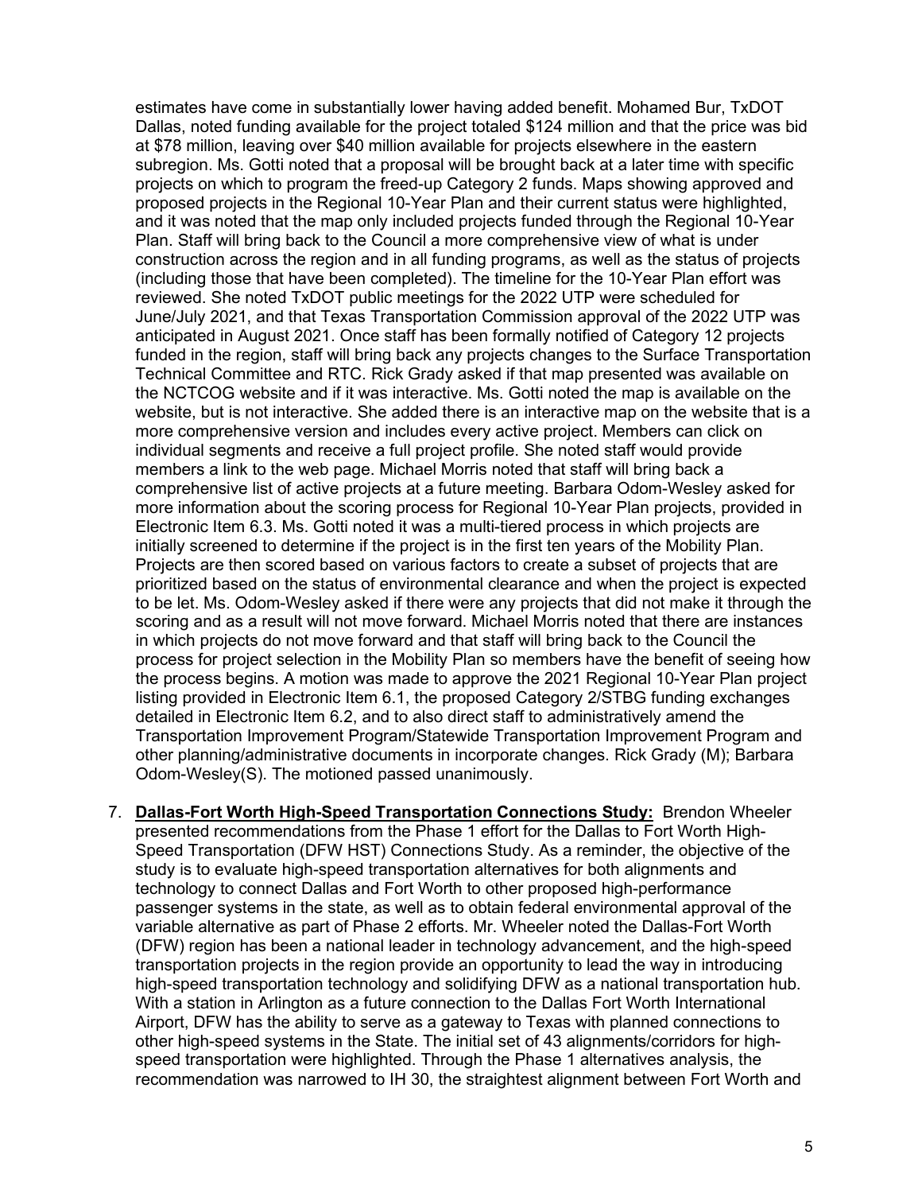estimates have come in substantially lower having added benefit. Mohamed Bur, TxDOT Dallas, noted funding available for the project totaled $124 million and that the price was bid at $78 million, leaving over $40 million available for projects elsewhere in the eastern subregion. Ms. Gotti noted that a proposal will be brought back at a later time with specific projects on which to program the freed-up Category 2 funds. Maps showing approved and proposed projects in the Regional 10-Year Plan and their current status were highlighted, and it was noted that the map only included projects funded through the Regional 10-Year Plan. Staff will bring back to the Council a more comprehensive view of what is under construction across the region and in all funding programs, as well as the status of projects (including those that have been completed). The timeline for the 10-Year Plan effort was reviewed. She noted TxDOT public meetings for the 2022 UTP were scheduled for June/July 2021, and that Texas Transportation Commission approval of the 2022 UTP was anticipated in August 2021. Once staff has been formally notified of Category 12 projects funded in the region, staff will bring back any projects changes to the Surface Transportation Technical Committee and RTC. Rick Grady asked if that map presented was available on the NCTCOG website and if it was interactive. Ms. Gotti noted the map is available on the website, but is not interactive. She added there is an interactive map on the website that is a more comprehensive version and includes every active project. Members can click on individual segments and receive a full project profile. She noted staff would provide members a link to the web page. Michael Morris noted that staff will bring back a comprehensive list of active projects at a future meeting. Barbara Odom-Wesley asked for more information about the scoring process for Regional 10-Year Plan projects, provided in Electronic Item 6.3. Ms. Gotti noted it was a multi-tiered process in which projects are initially screened to determine if the project is in the first ten years of the Mobility Plan. Projects are then scored based on various factors to create a subset of projects that are prioritized based on the status of environmental clearance and when the project is expected to be let. Ms. Odom-Wesley asked if there were any projects that did not make it through the scoring and as a result will not move forward. Michael Morris noted that there are instances in which projects do not move forward and that staff will bring back to the Council the process for project selection in the Mobility Plan so members have the benefit of seeing how the process begins. A motion was made to approve the 2021 Regional 10-Year Plan project listing provided in Electronic Item 6.1, the proposed Category 2/STBG funding exchanges detailed in Electronic Item 6.2, and to also direct staff to administratively amend the Transportation Improvement Program/Statewide Transportation Improvement Program and other planning/administrative documents in incorporate changes. Rick Grady (M); Barbara Odom-Wesley(S). The motioned passed unanimously.

7. **Dallas-Fort Worth High-Speed Transportation Connections Study:** Brendon Wheeler presented recommendations from the Phase 1 effort for the Dallas to Fort Worth High-Speed Transportation (DFW HST) Connections Study. As a reminder, the objective of the study is to evaluate high-speed transportation alternatives for both alignments and technology to connect Dallas and Fort Worth to other proposed high-performance passenger systems in the state, as well as to obtain federal environmental approval of the variable alternative as part of Phase 2 efforts. Mr. Wheeler noted the Dallas-Fort Worth (DFW) region has been a national leader in technology advancement, and the high-speed transportation projects in the region provide an opportunity to lead the way in introducing high-speed transportation technology and solidifying DFW as a national transportation hub. With a station in Arlington as a future connection to the Dallas Fort Worth International Airport, DFW has the ability to serve as a gateway to Texas with planned connections to other high-speed systems in the State. The initial set of 43 alignments/corridors for high-speed transportation were highlighted. Through the Phase 1 alternatives analysis, the recommendation was narrowed to IH 30, the straightest alignment between Fort Worth and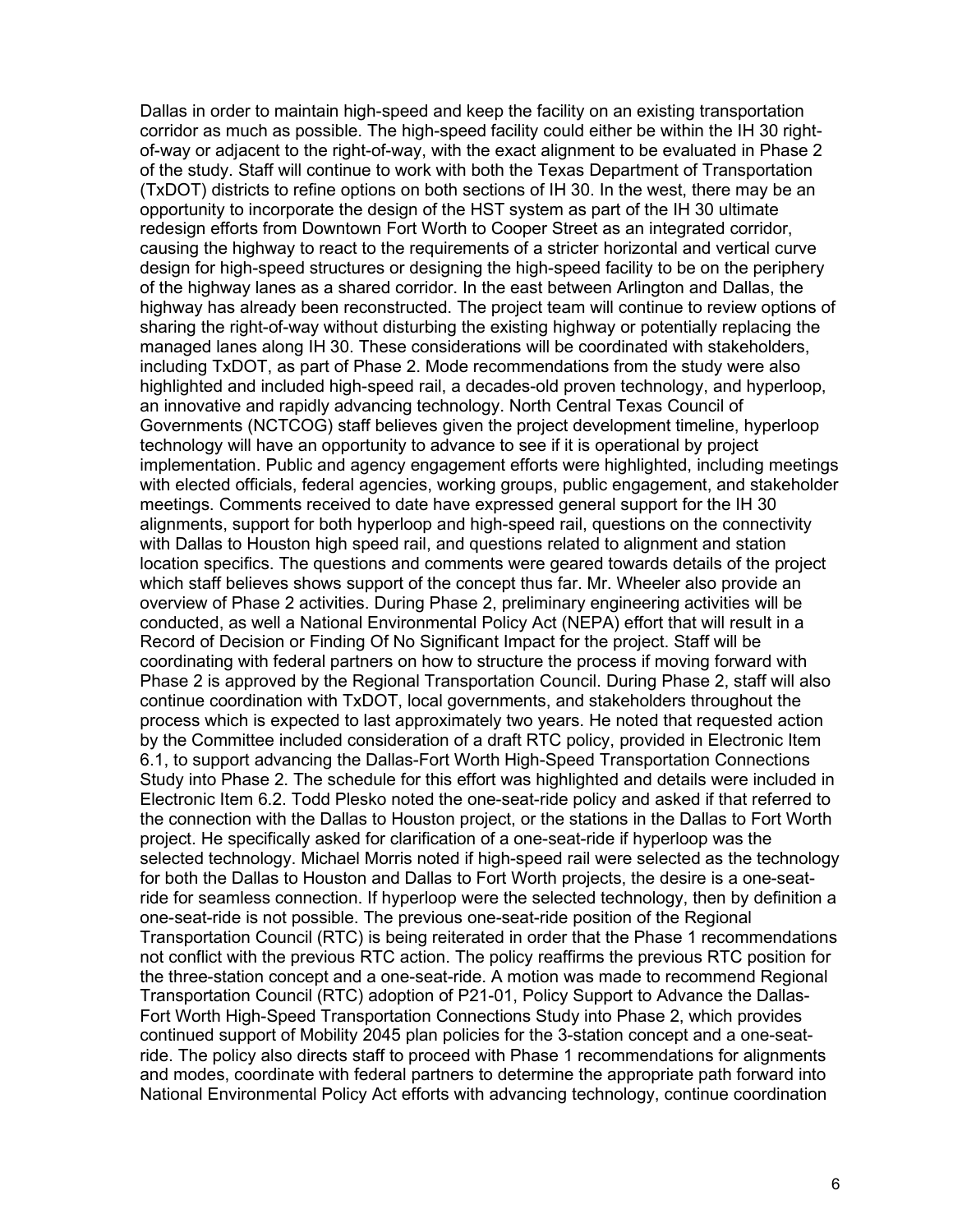Dallas in order to maintain high-speed and keep the facility on an existing transportation corridor as much as possible. The high-speed facility could either be within the IH 30 right-of-way or adjacent to the right-of-way, with the exact alignment to be evaluated in Phase 2 of the study. Staff will continue to work with both the Texas Department of Transportation (TxDOT) districts to refine options on both sections of IH 30. In the west, there may be an opportunity to incorporate the design of the HST system as part of the IH 30 ultimate redesign efforts from Downtown Fort Worth to Cooper Street as an integrated corridor, causing the highway to react to the requirements of a stricter horizontal and vertical curve design for high-speed structures or designing the high-speed facility to be on the periphery of the highway lanes as a shared corridor. In the east between Arlington and Dallas, the highway has already been reconstructed. The project team will continue to review options of sharing the right-of-way without disturbing the existing highway or potentially replacing the managed lanes along IH 30. These considerations will be coordinated with stakeholders, including TxDOT, as part of Phase 2. Mode recommendations from the study were also highlighted and included high-speed rail, a decades-old proven technology, and hyperloop, an innovative and rapidly advancing technology. North Central Texas Council of Governments (NCTCOG) staff believes given the project development timeline, hyperloop technology will have an opportunity to advance to see if it is operational by project implementation. Public and agency engagement efforts were highlighted, including meetings with elected officials, federal agencies, working groups, public engagement, and stakeholder meetings. Comments received to date have expressed general support for the IH 30 alignments, support for both hyperloop and high-speed rail, questions on the connectivity with Dallas to Houston high speed rail, and questions related to alignment and station location specifics. The questions and comments were geared towards details of the project which staff believes shows support of the concept thus far. Mr. Wheeler also provide an overview of Phase 2 activities. During Phase 2, preliminary engineering activities will be conducted, as well a National Environmental Policy Act (NEPA) effort that will result in a Record of Decision or Finding Of No Significant Impact for the project. Staff will be coordinating with federal partners on how to structure the process if moving forward with Phase 2 is approved by the Regional Transportation Council. During Phase 2, staff will also continue coordination with TxDOT, local governments, and stakeholders throughout the process which is expected to last approximately two years. He noted that requested action by the Committee included consideration of a draft RTC policy, provided in Electronic Item 6.1, to support advancing the Dallas-Fort Worth High-Speed Transportation Connections Study into Phase 2. The schedule for this effort was highlighted and details were included in Electronic Item 6.2. Todd Plesko noted the one-seat-ride policy and asked if that referred to the connection with the Dallas to Houston project, or the stations in the Dallas to Fort Worth project. He specifically asked for clarification of a one-seat-ride if hyperloop was the selected technology. Michael Morris noted if high-speed rail were selected as the technology for both the Dallas to Houston and Dallas to Fort Worth projects, the desire is a one-seat-ride for seamless connection. If hyperloop were the selected technology, then by definition a one-seat-ride is not possible. The previous one-seat-ride position of the Regional Transportation Council (RTC) is being reiterated in order that the Phase 1 recommendations not conflict with the previous RTC action. The policy reaffirms the previous RTC position for the three-station concept and a one-seat-ride. A motion was made to recommend Regional Transportation Council (RTC) adoption of P21-01, Policy Support to Advance the Dallas-Fort Worth High-Speed Transportation Connections Study into Phase 2, which provides continued support of Mobility 2045 plan policies for the 3-station concept and a one-seat-ride. The policy also directs staff to proceed with Phase 1 recommendations for alignments and modes, coordinate with federal partners to determine the appropriate path forward into National Environmental Policy Act efforts with advancing technology, continue coordination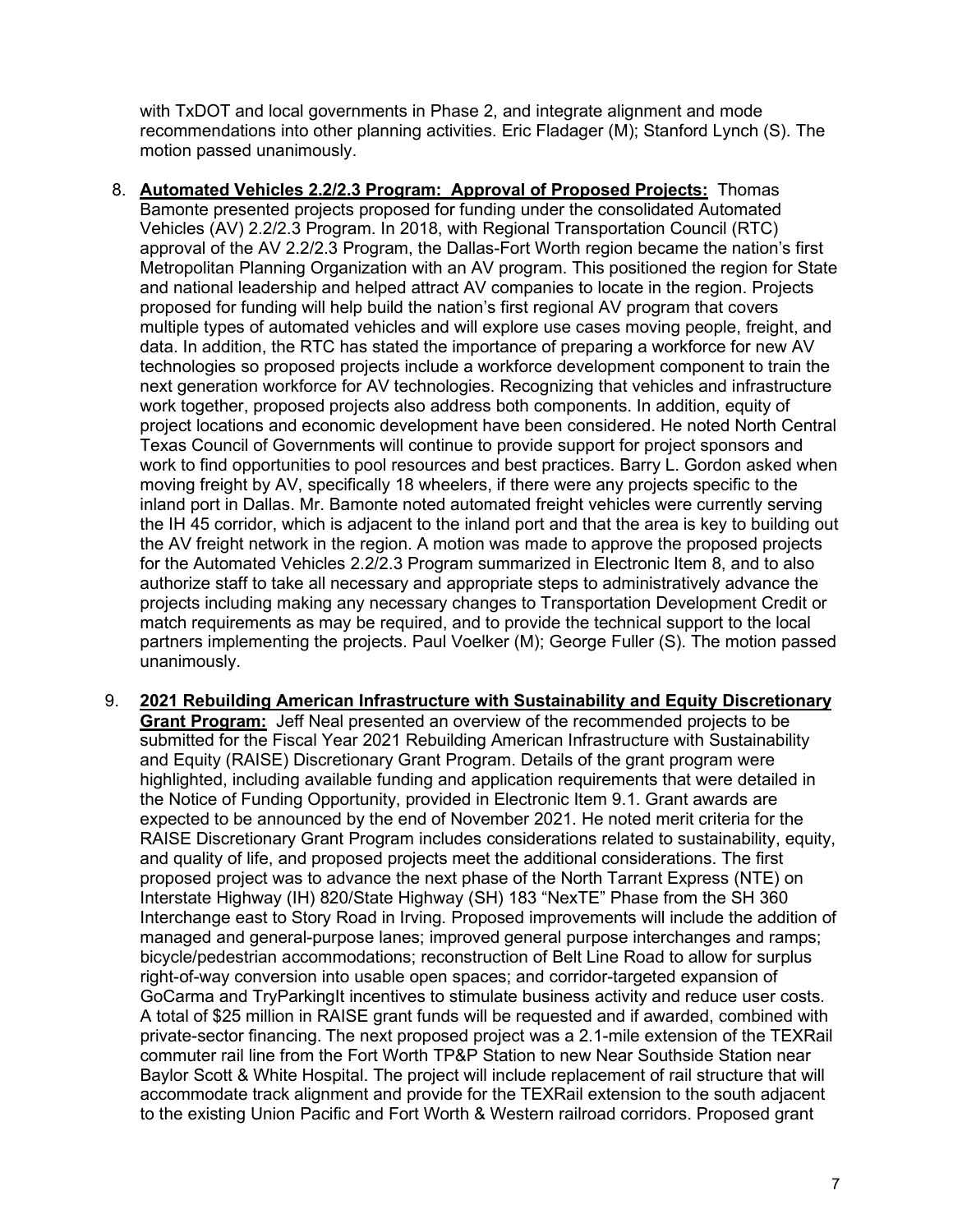with TxDOT and local governments in Phase 2, and integrate alignment and mode recommendations into other planning activities. Eric Fladager (M); Stanford Lynch (S). The motion passed unanimously.

8. **<u>Automated Vehicles 2.2/2.3 Program: Approval of Proposed Projects:</u>** Thomas Bamonte presented projects proposed for funding under the consolidated Automated Vehicles (AV) 2.2/2.3 Program. In 2018, with Regional Transportation Council (RTC) approval of the AV 2.2/2.3 Program, the Dallas-Fort Worth region became the nation's first Metropolitan Planning Organization with an AV program. This positioned the region for State and national leadership and helped attract AV companies to locate in the region. Projects proposed for funding will help build the nation's first regional AV program that covers multiple types of automated vehicles and will explore use cases moving people, freight, and data. In addition, the RTC has stated the importance of preparing a workforce for new AV technologies so proposed projects include a workforce development component to train the next generation workforce for AV technologies. Recognizing that vehicles and infrastructure work together, proposed projects also address both components. In addition, equity of project locations and economic development have been considered. He noted North Central Texas Council of Governments will continue to provide support for project sponsors and work to find opportunities to pool resources and best practices. Barry L. Gordon asked when moving freight by AV, specifically 18 wheelers, if there were any projects specific to the inland port in Dallas. Mr. Bamonte noted automated freight vehicles were currently serving the IH 45 corridor, which is adjacent to the inland port and that the area is key to building out the AV freight network in the region. A motion was made to approve the proposed projects for the Automated Vehicles 2.2/2.3 Program summarized in Electronic Item 8, and to also authorize staff to take all necessary and appropriate steps to administratively advance the projects including making any necessary changes to Transportation Development Credit or match requirements as may be required, and to provide the technical support to the local partners implementing the projects. Paul Voelker (M); George Fuller (S). The motion passed unanimously.

9. **<u>2021 Rebuilding American Infrastructure with Sustainability and Equity Discretionary Grant Program:</u>** Jeff Neal presented an overview of the recommended projects to be submitted for the Fiscal Year 2021 Rebuilding American Infrastructure with Sustainability and Equity (RAISE) Discretionary Grant Program. Details of the grant program were highlighted, including available funding and application requirements that were detailed in the Notice of Funding Opportunity, provided in Electronic Item 9.1. Grant awards are expected to be announced by the end of November 2021. He noted merit criteria for the RAISE Discretionary Grant Program includes considerations related to sustainability, equity, and quality of life, and proposed projects meet the additional considerations. The first proposed project was to advance the next phase of the North Tarrant Express (NTE) on Interstate Highway (IH) 820/State Highway (SH) 183 "NexTE" Phase from the SH 360 Interchange east to Story Road in Irving. Proposed improvements will include the addition of managed and general-purpose lanes; improved general purpose interchanges and ramps; bicycle/pedestrian accommodations; reconstruction of Belt Line Road to allow for surplus right-of-way conversion into usable open spaces; and corridor-targeted expansion of GoCarma and TryParkingIt incentives to stimulate business activity and reduce user costs. A total of $25 million in RAISE grant funds will be requested and if awarded, combined with private-sector financing. The next proposed project was a 2.1-mile extension of the TEXRail commuter rail line from the Fort Worth TP&P Station to new Near Southside Station near Baylor Scott & White Hospital. The project will include replacement of rail structure that will accommodate track alignment and provide for the TEXRail extension to the south adjacent to the existing Union Pacific and Fort Worth & Western railroad corridors. Proposed grant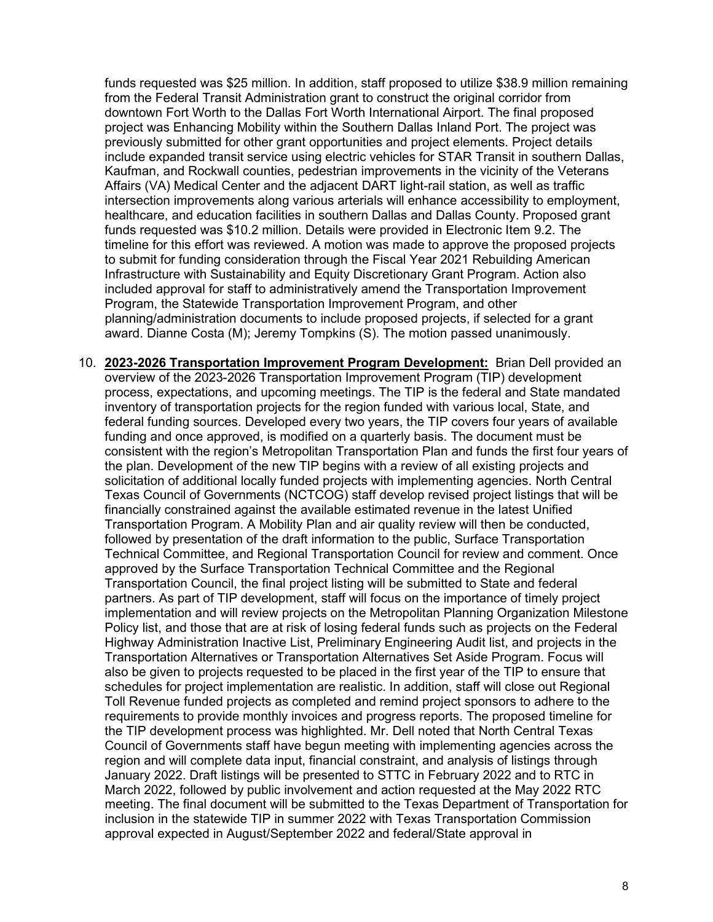funds requested was $25 million. In addition, staff proposed to utilize $38.9 million remaining from the Federal Transit Administration grant to construct the original corridor from downtown Fort Worth to the Dallas Fort Worth International Airport. The final proposed project was Enhancing Mobility within the Southern Dallas Inland Port. The project was previously submitted for other grant opportunities and project elements. Project details include expanded transit service using electric vehicles for STAR Transit in southern Dallas, Kaufman, and Rockwall counties, pedestrian improvements in the vicinity of the Veterans Affairs (VA) Medical Center and the adjacent DART light-rail station, as well as traffic intersection improvements along various arterials will enhance accessibility to employment, healthcare, and education facilities in southern Dallas and Dallas County. Proposed grant funds requested was $10.2 million. Details were provided in Electronic Item 9.2. The timeline for this effort was reviewed. A motion was made to approve the proposed projects to submit for funding consideration through the Fiscal Year 2021 Rebuilding American Infrastructure with Sustainability and Equity Discretionary Grant Program. Action also included approval for staff to administratively amend the Transportation Improvement Program, the Statewide Transportation Improvement Program, and other planning/administration documents to include proposed projects, if selected for a grant award. Dianne Costa (M); Jeremy Tompkins (S). The motion passed unanimously.

10. **2023-2026 Transportation Improvement Program Development:** Brian Dell provided an overview of the 2023-2026 Transportation Improvement Program (TIP) development process, expectations, and upcoming meetings. The TIP is the federal and State mandated inventory of transportation projects for the region funded with various local, State, and federal funding sources. Developed every two years, the TIP covers four years of available funding and once approved, is modified on a quarterly basis. The document must be consistent with the region's Metropolitan Transportation Plan and funds the first four years of the plan. Development of the new TIP begins with a review of all existing projects and solicitation of additional locally funded projects with implementing agencies. North Central Texas Council of Governments (NCTCOG) staff develop revised project listings that will be financially constrained against the available estimated revenue in the latest Unified Transportation Program. A Mobility Plan and air quality review will then be conducted, followed by presentation of the draft information to the public, Surface Transportation Technical Committee, and Regional Transportation Council for review and comment. Once approved by the Surface Transportation Technical Committee and the Regional Transportation Council, the final project listing will be submitted to State and federal partners. As part of TIP development, staff will focus on the importance of timely project implementation and will review projects on the Metropolitan Planning Organization Milestone Policy list, and those that are at risk of losing federal funds such as projects on the Federal Highway Administration Inactive List, Preliminary Engineering Audit list, and projects in the Transportation Alternatives or Transportation Alternatives Set Aside Program. Focus will also be given to projects requested to be placed in the first year of the TIP to ensure that schedules for project implementation are realistic. In addition, staff will close out Regional Toll Revenue funded projects as completed and remind project sponsors to adhere to the requirements to provide monthly invoices and progress reports. The proposed timeline for the TIP development process was highlighted. Mr. Dell noted that North Central Texas Council of Governments staff have begun meeting with implementing agencies across the region and will complete data input, financial constraint, and analysis of listings through January 2022. Draft listings will be presented to STTC in February 2022 and to RTC in March 2022, followed by public involvement and action requested at the May 2022 RTC meeting. The final document will be submitted to the Texas Department of Transportation for inclusion in the statewide TIP in summer 2022 with Texas Transportation Commission approval expected in August/September 2022 and federal/State approval in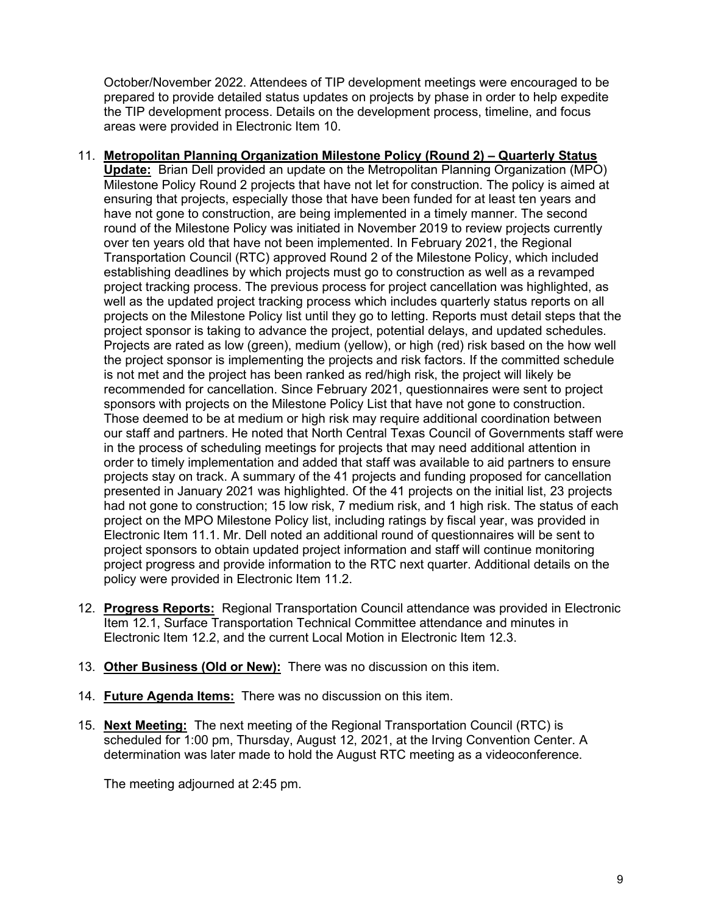October/November 2022. Attendees of TIP development meetings were encouraged to be prepared to provide detailed status updates on projects by phase in order to help expedite the TIP development process. Details on the development process, timeline, and focus areas were provided in Electronic Item 10.

11. **Metropolitan Planning Organization Milestone Policy (Round 2) – Quarterly Status Update:** Brian Dell provided an update on the Metropolitan Planning Organization (MPO) Milestone Policy Round 2 projects that have not let for construction. The policy is aimed at ensuring that projects, especially those that have been funded for at least ten years and have not gone to construction, are being implemented in a timely manner. The second round of the Milestone Policy was initiated in November 2019 to review projects currently over ten years old that have not been implemented. In February 2021, the Regional Transportation Council (RTC) approved Round 2 of the Milestone Policy, which included establishing deadlines by which projects must go to construction as well as a revamped project tracking process. The previous process for project cancellation was highlighted, as well as the updated project tracking process which includes quarterly status reports on all projects on the Milestone Policy list until they go to letting. Reports must detail steps that the project sponsor is taking to advance the project, potential delays, and updated schedules. Projects are rated as low (green), medium (yellow), or high (red) risk based on the how well the project sponsor is implementing the projects and risk factors. If the committed schedule is not met and the project has been ranked as red/high risk, the project will likely be recommended for cancellation. Since February 2021, questionnaires were sent to project sponsors with projects on the Milestone Policy List that have not gone to construction. Those deemed to be at medium or high risk may require additional coordination between our staff and partners. He noted that North Central Texas Council of Governments staff were in the process of scheduling meetings for projects that may need additional attention in order to timely implementation and added that staff was available to aid partners to ensure projects stay on track. A summary of the 41 projects and funding proposed for cancellation presented in January 2021 was highlighted. Of the 41 projects on the initial list, 23 projects had not gone to construction; 15 low risk, 7 medium risk, and 1 high risk. The status of each project on the MPO Milestone Policy list, including ratings by fiscal year, was provided in Electronic Item 11.1. Mr. Dell noted an additional round of questionnaires will be sent to project sponsors to obtain updated project information and staff will continue monitoring project progress and provide information to the RTC next quarter. Additional details on the policy were provided in Electronic Item 11.2.

12. **Progress Reports:** Regional Transportation Council attendance was provided in Electronic Item 12.1, Surface Transportation Technical Committee attendance and minutes in Electronic Item 12.2, and the current Local Motion in Electronic Item 12.3.

13. **Other Business (Old or New):** There was no discussion on this item.

14. **Future Agenda Items:** There was no discussion on this item.

15. **Next Meeting:** The next meeting of the Regional Transportation Council (RTC) is scheduled for 1:00 pm, Thursday, August 12, 2021, at the Irving Convention Center. A determination was later made to hold the August RTC meeting as a videoconference.

    The meeting adjourned at 2:45 pm.